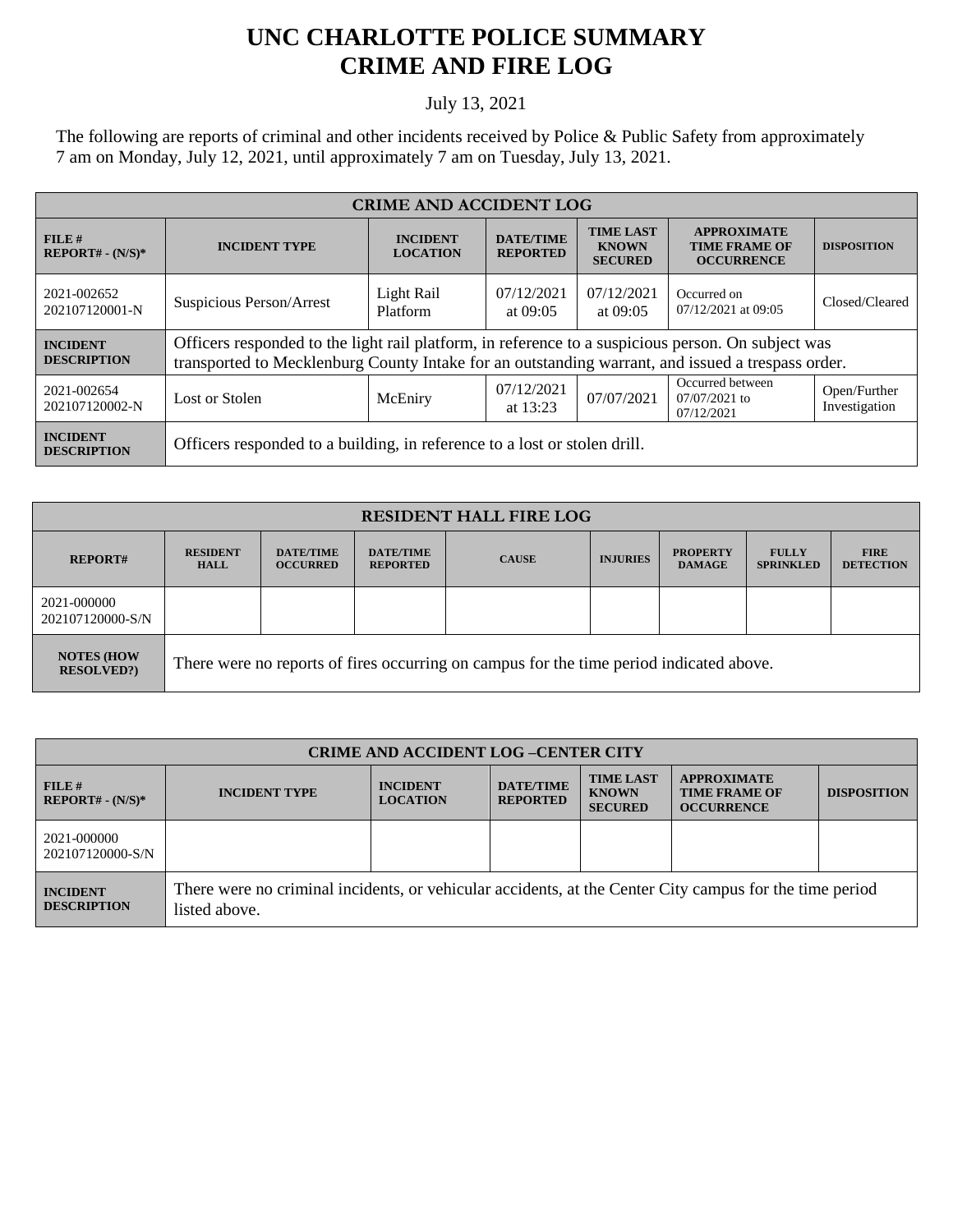# UNC CHARLOTTE POLICE SUMMARY
# CRIME AND FIRE LOG

July 13, 2021

The following are reports of criminal and other incidents received by Police & Public Safety from approximately 7 am on Monday, July 12, 2021, until approximately 7 am on Tuesday, July 13, 2021.

| CRIME AND ACCIDENT LOG | | | | | | |
|---|---|---|---|---|---|---|
| **FILE # REPORT# - (N/S)*** | **INCIDENT TYPE** | **INCIDENT LOCATION** | **DATE/TIME REPORTED** | **TIME LAST KNOWN SECURED** | **APPROXIMATE TIME FRAME OF OCCURRENCE** | **DISPOSITION** |
| 2021-002652 202107120001-N | Suspicious Person/Arrest | Light Rail Platform | 07/12/2021 at 09:05 | 07/12/2021 at 09:05 | Occurred on 07/12/2021 at 09:05 | Closed/Cleared |
| **INCIDENT DESCRIPTION** | Officers responded to the light rail platform, in reference to a suspicious person. On subject was transported to Mecklenburg County Intake for an outstanding warrant, and issued a trespass order. | | | | | |
| 2021-002654 202107120002-N | Lost or Stolen | McEniry | 07/12/2021 at 13:23 | 07/07/2021 | Occurred between 07/07/2021 to 07/12/2021 | Open/Further Investigation |
| **INCIDENT DESCRIPTION** | Officers responded to a building, in reference to a lost or stolen drill. | | | | | |

| RESIDENT HALL FIRE LOG | | | | | | | | |
|---|---|---|---|---|---|---|---|---|
| **REPORT#** | **RESIDENT HALL** | **DATE/TIME OCCURRED** | **DATE/TIME REPORTED** | **CAUSE** | **INJURIES** | **PROPERTY DAMAGE** | **FULLY SPRINKLED** | **FIRE DETECTION** |
| 2021-000000 202107120000-S/N | | | | | | | | |
| **NOTES (HOW RESOLVED?)** | There were no reports of fires occurring on campus for the time period indicated above. | | | | | | | |

| CRIME AND ACCIDENT LOG –CENTER CITY | | | | | | |
|---|---|---|---|---|---|---|
| **FILE # REPORT# - (N/S)*** | **INCIDENT TYPE** | **INCIDENT LOCATION** | **DATE/TIME REPORTED** | **TIME LAST KNOWN SECURED** | **APPROXIMATE TIME FRAME OF OCCURRENCE** | **DISPOSITION** |
| 2021-000000 202107120000-S/N | | | | | | |
| **INCIDENT DESCRIPTION** | There were no criminal incidents, or vehicular accidents, at the Center City campus for the time period listed above. | | | | | |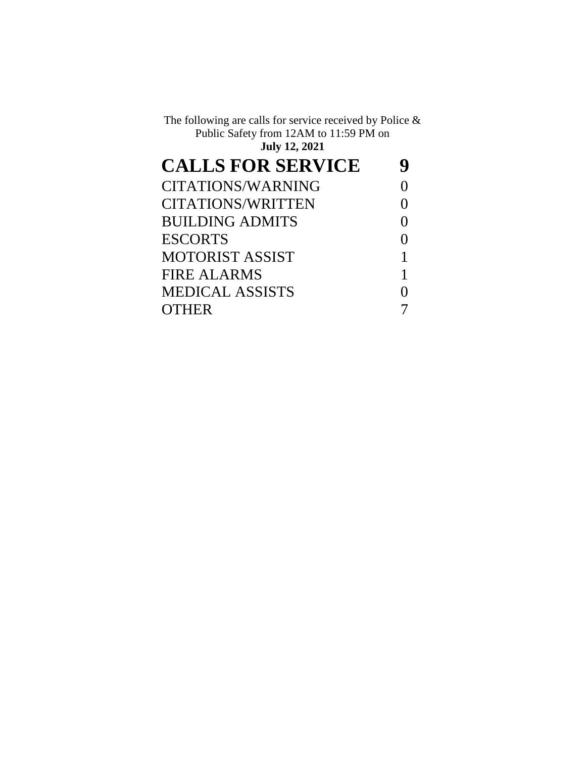The following are calls for service received by Police & Public Safety from 12AM to 11:59 PM on

**July 12, 2021**

| | |
|---|---|
| **CALLS FOR SERVICE** | **9** |
| CITATIONS/WARNING | 0 |
| CITATIONS/WRITTEN | 0 |
| BUILDING ADMITS | 0 |
| ESCORTS | 0 |
| MOTORIST ASSIST | 1 |
| FIRE ALARMS | 1 |
| MEDICAL ASSISTS | 0 |
| OTHER | 7 |